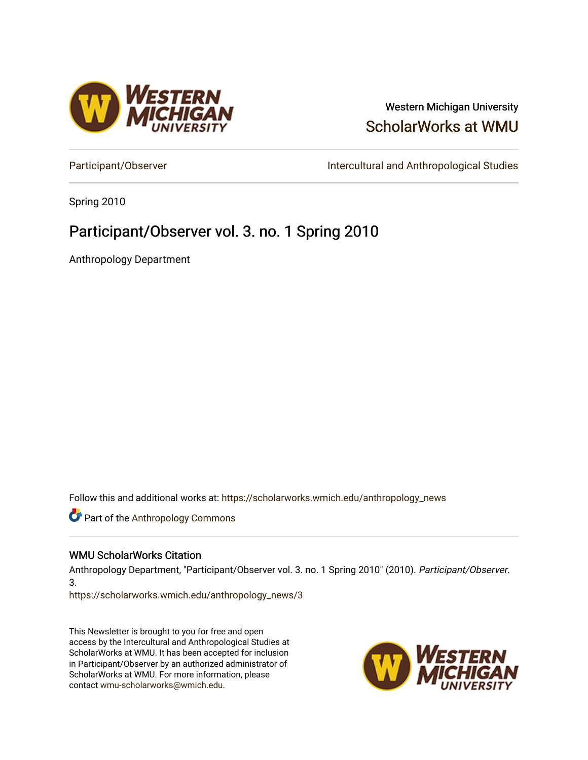Western Michigan University

ScholarWorks at WMU

Participant/Observer

Intercultural and Anthropological Studies

Spring 2010

# Participant/Observer vol. 3. no. 1 Spring 2010

Anthropology Department

Follow this and additional works at: https://scholarworks.wmich.edu/anthropology_news

Part of the Anthropology Commons

### WMU ScholarWorks Citation

Anthropology Department, "Participant/Observer vol. 3. no. 1 Spring 2010" (2010). *Participant/Observer*. 3.
https://scholarworks.wmich.edu/anthropology_news/3

This Newsletter is brought to you for free and open access by the Intercultural and Anthropological Studies at ScholarWorks at WMU. It has been accepted for inclusion in Participant/Observer by an authorized administrator of ScholarWorks at WMU. For more information, please contact wmu-scholarworks@wmich.edu.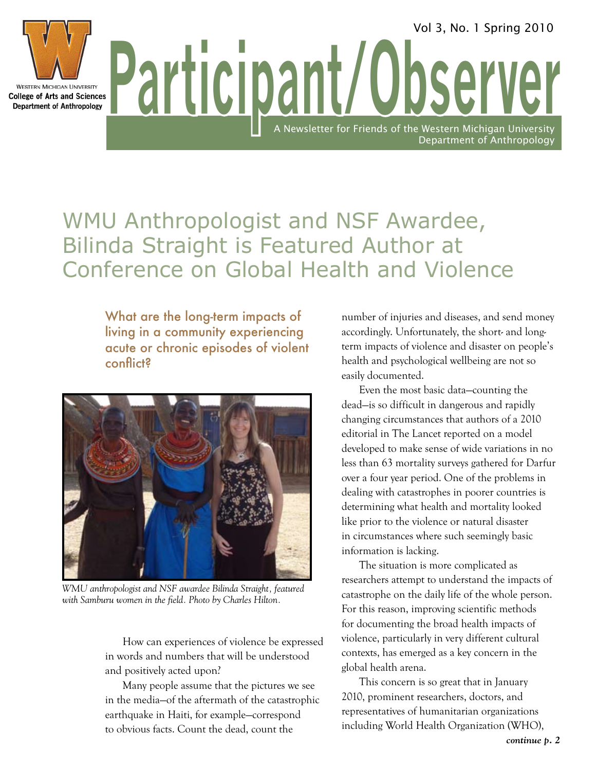# Participant/Observer

Vol 3, No. 1 Spring 2010

A Newsletter for Friends of the Western Michigan University Department of Anthropology

Western Michigan University
College of Arts and Sciences
Department of Anthropology

## WMU Anthropologist and NSF Awardee, Bilinda Straight is Featured Author at Conference on Global Health and Violence

### What are the long-term impacts of living in a community experiencing acute or chronic episodes of violent conflict?

*WMU anthropologist and NSF awardee Bilinda Straight, featured with Samburu women in the field. Photo by Charles Hilton.*

How can experiences of violence be expressed in words and numbers that will be understood and positively acted upon?

Many people assume that the pictures we see in the media—of the aftermath of the catastrophic earthquake in Haiti, for example—correspond to obvious facts. Count the dead, count the number of injuries and diseases, and send money accordingly. Unfortunately, the short- and long-term impacts of violence and disaster on people's health and psychological wellbeing are not so easily documented.

Even the most basic data—counting the dead—is so difficult in dangerous and rapidly changing circumstances that authors of a 2010 editorial in The Lancet reported on a model developed to make sense of wide variations in no less than 63 mortality surveys gathered for Darfur over a four year period. One of the problems in dealing with catastrophes in poorer countries is determining what health and mortality looked like prior to the violence or natural disaster in circumstances where such seemingly basic information is lacking.

The situation is more complicated as researchers attempt to understand the impacts of catastrophe on the daily life of the whole person. For this reason, improving scientific methods for documenting the broad health impacts of violence, particularly in very different cultural contexts, has emerged as a key concern in the global health arena.

This concern is so great that in January 2010, prominent researchers, doctors, and representatives of humanitarian organizations including World Health Organization (WHO),

***continue p. 2***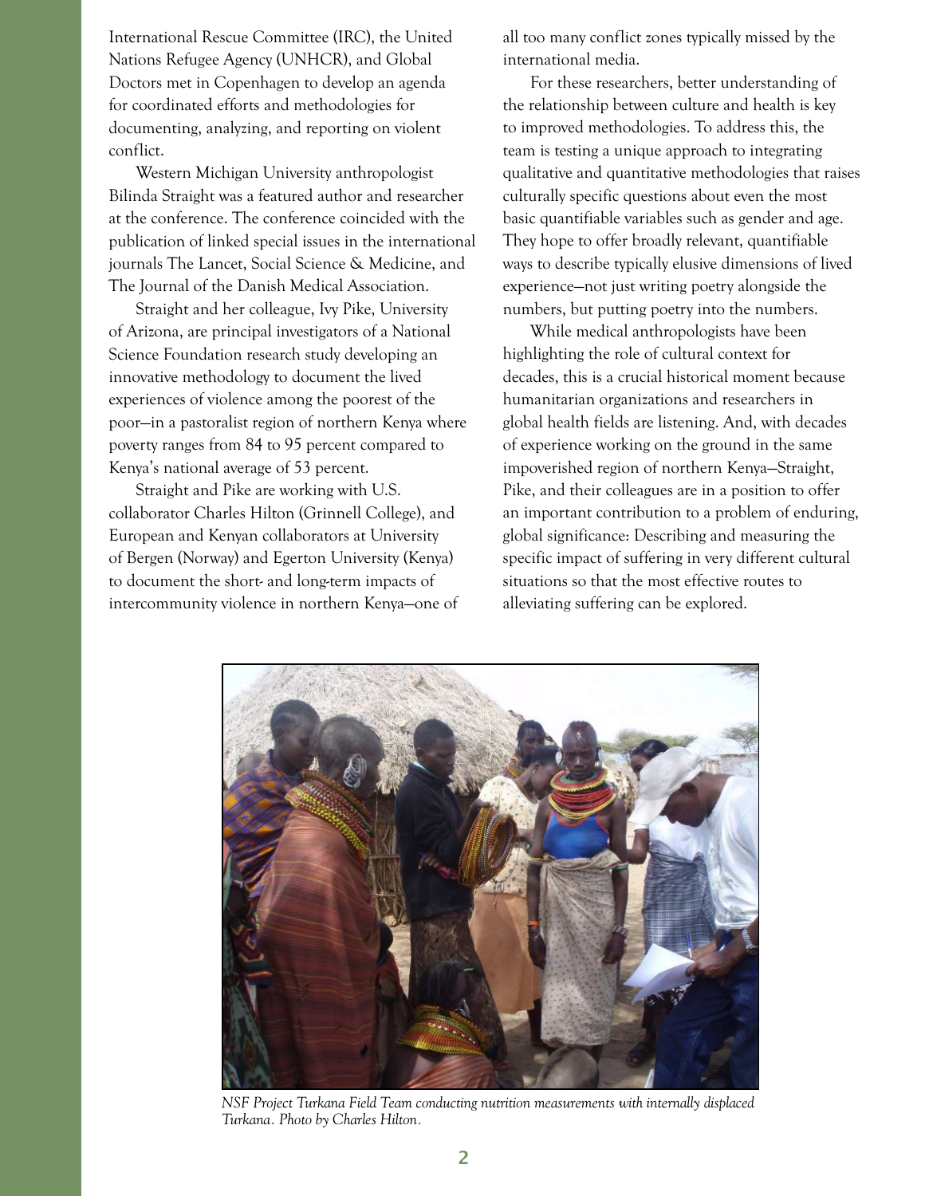International Rescue Committee (IRC), the United Nations Refugee Agency (UNHCR), and Global Doctors met in Copenhagen to develop an agenda for coordinated efforts and methodologies for documenting, analyzing, and reporting on violent conflict.

Western Michigan University anthropologist Bilinda Straight was a featured author and researcher at the conference. The conference coincided with the publication of linked special issues in the international journals The Lancet, Social Science & Medicine, and The Journal of the Danish Medical Association.

Straight and her colleague, Ivy Pike, University of Arizona, are principal investigators of a National Science Foundation research study developing an innovative methodology to document the lived experiences of violence among the poorest of the poor—in a pastoralist region of northern Kenya where poverty ranges from 84 to 95 percent compared to Kenya's national average of 53 percent.

Straight and Pike are working with U.S. collaborator Charles Hilton (Grinnell College), and European and Kenyan collaborators at University of Bergen (Norway) and Egerton University (Kenya) to document the short- and long-term impacts of intercommunity violence in northern Kenya—one of all too many conflict zones typically missed by the international media.

For these researchers, better understanding of the relationship between culture and health is key to improved methodologies. To address this, the team is testing a unique approach to integrating qualitative and quantitative methodologies that raises culturally specific questions about even the most basic quantifiable variables such as gender and age. They hope to offer broadly relevant, quantifiable ways to describe typically elusive dimensions of lived experience—not just writing poetry alongside the numbers, but putting poetry into the numbers.

While medical anthropologists have been highlighting the role of cultural context for decades, this is a crucial historical moment because humanitarian organizations and researchers in global health fields are listening. And, with decades of experience working on the ground in the same impoverished region of northern Kenya—Straight, Pike, and their colleagues are in a position to offer an important contribution to a problem of enduring, global significance: Describing and measuring the specific impact of suffering in very different cultural situations so that the most effective routes to alleviating suffering can be explored.

*NSF Project Turkana Field Team conducting nutrition measurements with internally displaced Turkana. Photo by Charles Hilton.*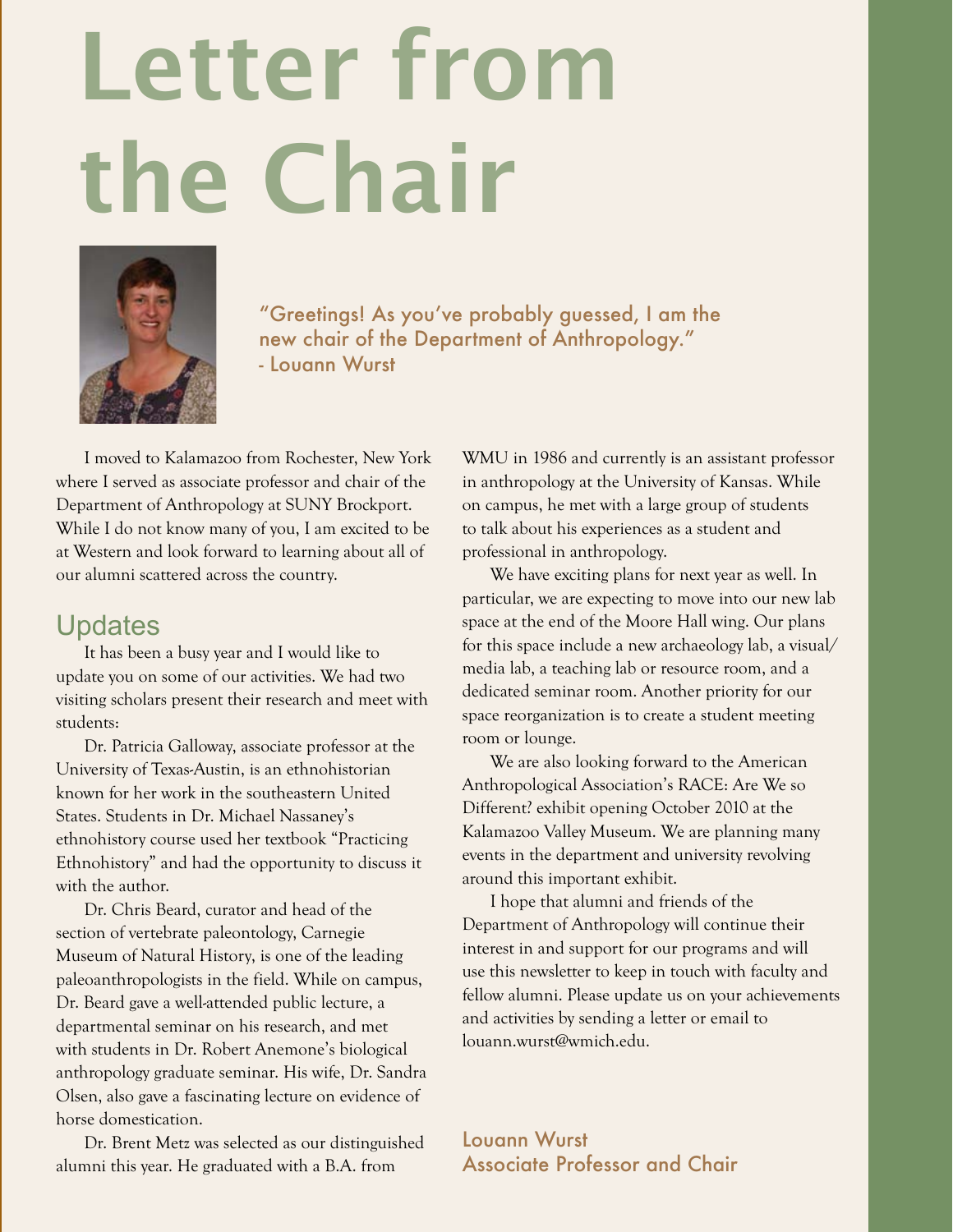# Letter from the Chair

"Greetings! As you've probably guessed, I am the new chair of the Department of Anthropology."
- Louann Wurst

I moved to Kalamazoo from Rochester, New York where I served as associate professor and chair of the Department of Anthropology at SUNY Brockport. While I do not know many of you, I am excited to be at Western and look forward to learning about all of our alumni scattered across the country.

## Updates

It has been a busy year and I would like to update you on some of our activities. We had two visiting scholars present their research and meet with students:

Dr. Patricia Galloway, associate professor at the University of Texas-Austin, is an ethnohistorian known for her work in the southeastern United States. Students in Dr. Michael Nassaney's ethnohistory course used her textbook "Practicing Ethnohistory" and had the opportunity to discuss it with the author.

Dr. Chris Beard, curator and head of the section of vertebrate paleontology, Carnegie Museum of Natural History, is one of the leading paleoanthropologists in the field. While on campus, Dr. Beard gave a well-attended public lecture, a departmental seminar on his research, and met with students in Dr. Robert Anemone's biological anthropology graduate seminar. His wife, Dr. Sandra Olsen, also gave a fascinating lecture on evidence of horse domestication.

Dr. Brent Metz was selected as our distinguished alumni this year. He graduated with a B.A. from WMU in 1986 and currently is an assistant professor in anthropology at the University of Kansas. While on campus, he met with a large group of students to talk about his experiences as a student and professional in anthropology.

We have exciting plans for next year as well. In particular, we are expecting to move into our new lab space at the end of the Moore Hall wing. Our plans for this space include a new archaeology lab, a visual/media lab, a teaching lab or resource room, and a dedicated seminar room. Another priority for our space reorganization is to create a student meeting room or lounge.

We are also looking forward to the American Anthropological Association's RACE: Are We so Different? exhibit opening October 2010 at the Kalamazoo Valley Museum. We are planning many events in the department and university revolving around this important exhibit.

I hope that alumni and friends of the Department of Anthropology will continue their interest in and support for our programs and will use this newsletter to keep in touch with faculty and fellow alumni. Please update us on your achievements and activities by sending a letter or email to louann.wurst@wmich.edu.

Louann Wurst
Associate Professor and Chair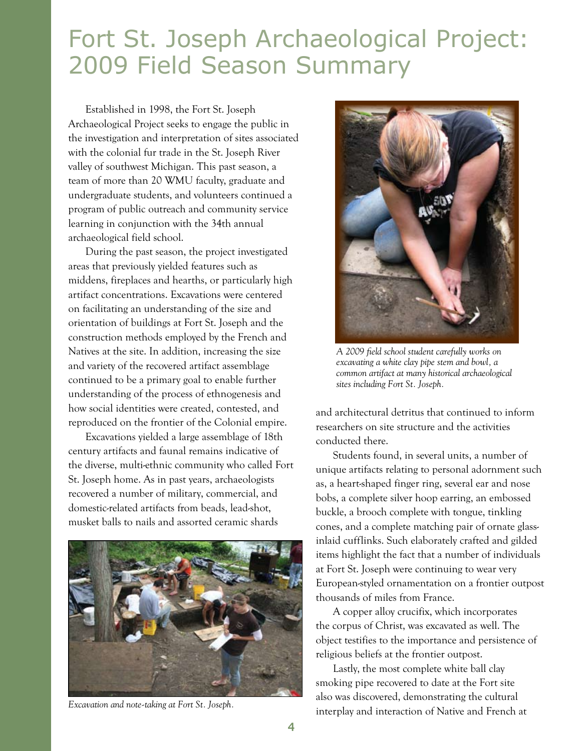# Fort St. Joseph Archaeological Project: 2009 Field Season Summary

Established in 1998, the Fort St. Joseph Archaeological Project seeks to engage the public in the investigation and interpretation of sites associated with the colonial fur trade in the St. Joseph River valley of southwest Michigan. This past season, a team of more than 20 WMU faculty, graduate and undergraduate students, and volunteers continued a program of public outreach and community service learning in conjunction with the 34th annual archaeological field school.

During the past season, the project investigated areas that previously yielded features such as middens, fireplaces and hearths, or particularly high artifact concentrations. Excavations were centered on facilitating an understanding of the size and orientation of buildings at Fort St. Joseph and the construction methods employed by the French and Natives at the site. In addition, increasing the size and variety of the recovered artifact assemblage continued to be a primary goal to enable further understanding of the process of ethnogenesis and how social identities were created, contested, and reproduced on the frontier of the Colonial empire.

Excavations yielded a large assemblage of 18th century artifacts and faunal remains indicative of the diverse, multi-ethnic community who called Fort St. Joseph home. As in past years, archaeologists recovered a number of military, commercial, and domestic-related artifacts from beads, lead-shot, musket balls to nails and assorted ceramic shards and architectural detritus that continued to inform researchers on site structure and the activities conducted there.

*Excavation and note-taking at Fort St. Joseph.*

*A 2009 field school student carefully works on excavating a white clay pipe stem and bowl, a common artifact at many historical archaeological sites including Fort St. Joseph.*

Students found, in several units, a number of unique artifacts relating to personal adornment such as, a heart-shaped finger ring, several ear and nose bobs, a complete silver hoop earring, an embossed buckle, a brooch complete with tongue, tinkling cones, and a complete matching pair of ornate glass-inlaid cufflinks. Such elaborately crafted and gilded items highlight the fact that a number of individuals at Fort St. Joseph were continuing to wear very European-styled ornamentation on a frontier outpost thousands of miles from France.

A copper alloy crucifix, which incorporates the corpus of Christ, was excavated as well. The object testifies to the importance and persistence of religious beliefs at the frontier outpost.

Lastly, the most complete white ball clay smoking pipe recovered to date at the Fort site also was discovered, demonstrating the cultural interplay and interaction of Native and French at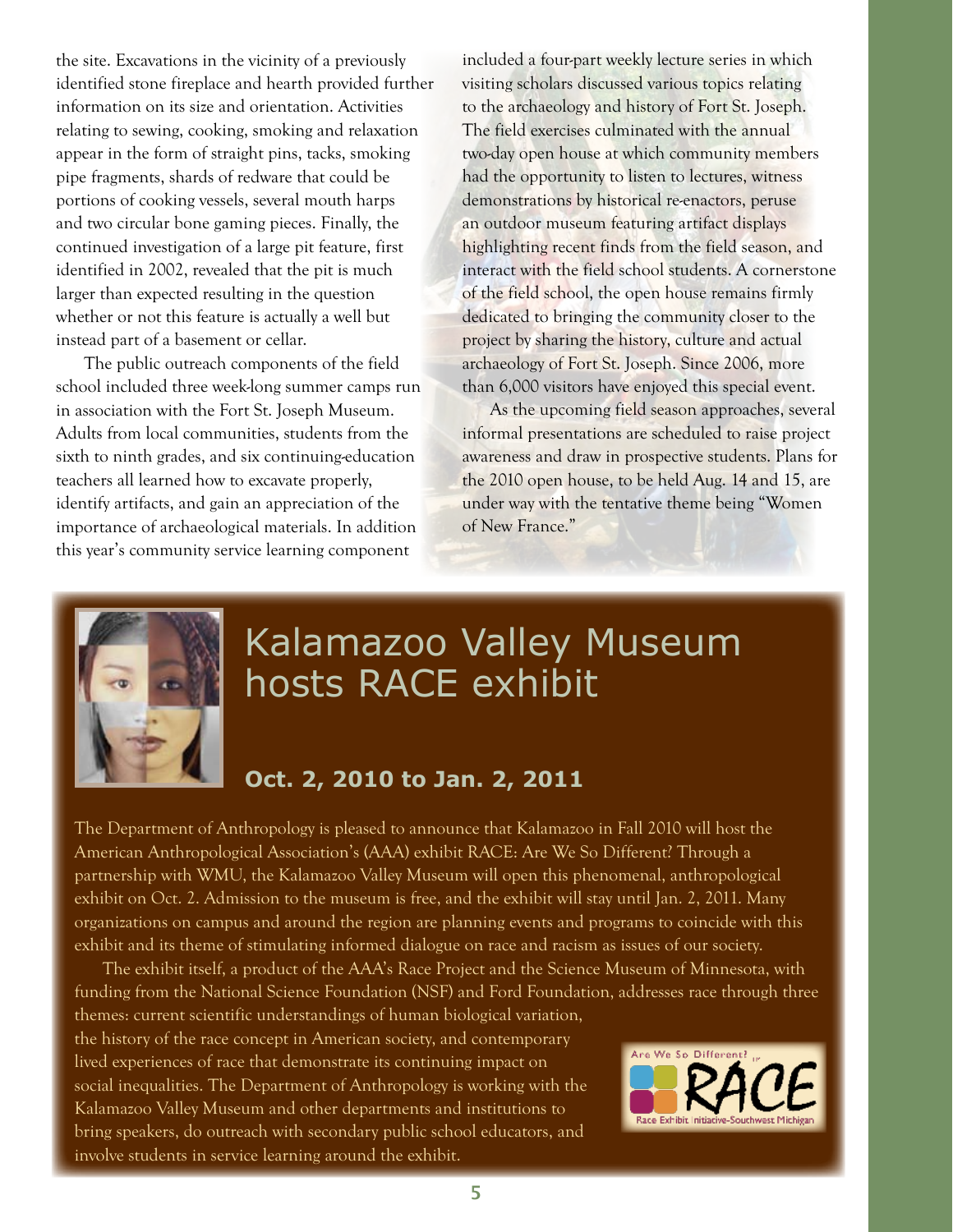the site. Excavations in the vicinity of a previously identified stone fireplace and hearth provided further information on its size and orientation. Activities relating to sewing, cooking, smoking and relaxation appear in the form of straight pins, tacks, smoking pipe fragments, shards of redware that could be portions of cooking vessels, several mouth harps and two circular bone gaming pieces. Finally, the continued investigation of a large pit feature, first identified in 2002, revealed that the pit is much larger than expected resulting in the question whether or not this feature is actually a well but instead part of a basement or cellar.

The public outreach components of the field school included three week-long summer camps run in association with the Fort St. Joseph Museum. Adults from local communities, students from the sixth to ninth grades, and six continuing-education teachers all learned how to excavate properly, identify artifacts, and gain an appreciation of the importance of archaeological materials. In addition this year's community service learning component included a four-part weekly lecture series in which visiting scholars discussed various topics relating to the archaeology and history of Fort St. Joseph. The field exercises culminated with the annual two-day open house at which community members had the opportunity to listen to lectures, witness demonstrations by historical re-enactors, peruse an outdoor museum featuring artifact displays highlighting recent finds from the field season, and interact with the field school students. A cornerstone of the field school, the open house remains firmly dedicated to bringing the community closer to the project by sharing the history, culture and actual archaeology of Fort St. Joseph. Since 2006, more than 6,000 visitors have enjoyed this special event.

As the upcoming field season approaches, several informal presentations are scheduled to raise project awareness and draw in prospective students. Plans for the 2010 open house, to be held Aug. 14 and 15, are under way with the tentative theme being "Women of New France."

# Kalamazoo Valley Museum hosts RACE exhibit

## Oct. 2, 2010 to Jan. 2, 2011

The Department of Anthropology is pleased to announce that Kalamazoo in Fall 2010 will host the American Anthropological Association's (AAA) exhibit RACE: Are We So Different? Through a partnership with WMU, the Kalamazoo Valley Museum will open this phenomenal, anthropological exhibit on Oct. 2. Admission to the museum is free, and the exhibit will stay until Jan. 2, 2011. Many organizations on campus and around the region are planning events and programs to coincide with this exhibit and its theme of stimulating informed dialogue on race and racism as issues of our society.

The exhibit itself, a product of the AAA's Race Project and the Science Museum of Minnesota, with funding from the National Science Foundation (NSF) and Ford Foundation, addresses race through three themes: current scientific understandings of human biological variation, the history of the race concept in American society, and contemporary lived experiences of race that demonstrate its continuing impact on social inequalities. The Department of Anthropology is working with the Kalamazoo Valley Museum and other departments and institutions to bring speakers, do outreach with secondary public school educators, and involve students in service learning around the exhibit.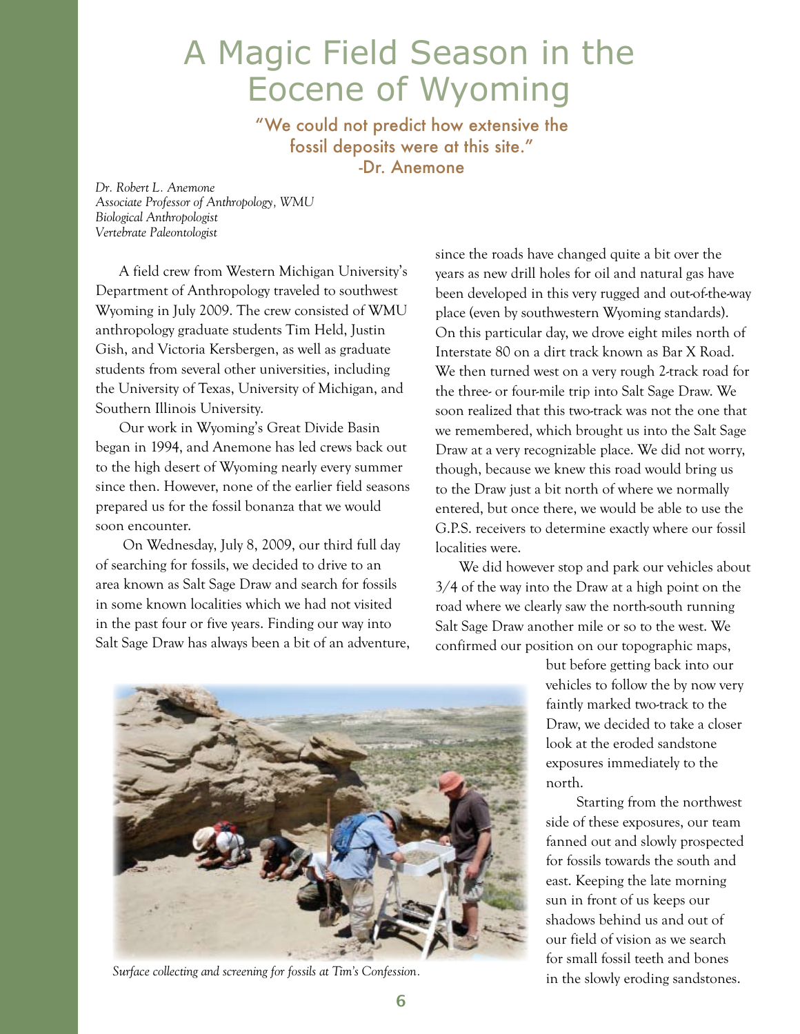# A Magic Field Season in the Eocene of Wyoming

"We could not predict how extensive the fossil deposits were at this site."
-Dr. Anemone

*Dr. Robert L. Anemone*
*Associate Professor of Anthropology, WMU*
*Biological Anthropologist*
*Vertebrate Paleontologist*

A field crew from Western Michigan University's Department of Anthropology traveled to southwest Wyoming in July 2009. The crew consisted of WMU anthropology graduate students Tim Held, Justin Gish, and Victoria Kersbergen, as well as graduate students from several other universities, including the University of Texas, University of Michigan, and Southern Illinois University.

Our work in Wyoming's Great Divide Basin began in 1994, and Anemone has led crews back out to the high desert of Wyoming nearly every summer since then. However, none of the earlier field seasons prepared us for the fossil bonanza that we would soon encounter.

On Wednesday, July 8, 2009, our third full day of searching for fossils, we decided to drive to an area known as Salt Sage Draw and search for fossils in some known localities which we had not visited in the past four or five years. Finding our way into Salt Sage Draw has always been a bit of an adventure, since the roads have changed quite a bit over the years as new drill holes for oil and natural gas have been developed in this very rugged and out-of-the-way place (even by southwestern Wyoming standards). On this particular day, we drove eight miles north of Interstate 80 on a dirt track known as Bar X Road. We then turned west on a very rough 2-track road for the three- or four-mile trip into Salt Sage Draw. We soon realized that this two-track was not the one that we remembered, which brought us into the Salt Sage Draw at a very recognizable place. We did not worry, though, because we knew this road would bring us to the Draw just a bit north of where we normally entered, but once there, we would be able to use the G.P.S. receivers to determine exactly where our fossil localities were.

We did however stop and park our vehicles about 3/4 of the way into the Draw at a high point on the road where we clearly saw the north-south running Salt Sage Draw another mile or so to the west. We confirmed our position on our topographic maps, but before getting back into our vehicles to follow the by now very faintly marked two-track to the Draw, we decided to take a closer look at the eroded sandstone exposures immediately to the north.

Starting from the northwest side of these exposures, our team fanned out and slowly prospected for fossils towards the south and east. Keeping the late morning sun in front of us keeps our shadows behind us and out of our field of vision as we search for small fossil teeth and bones in the slowly eroding sandstones.

*Surface collecting and screening for fossils at Tim's Confession.*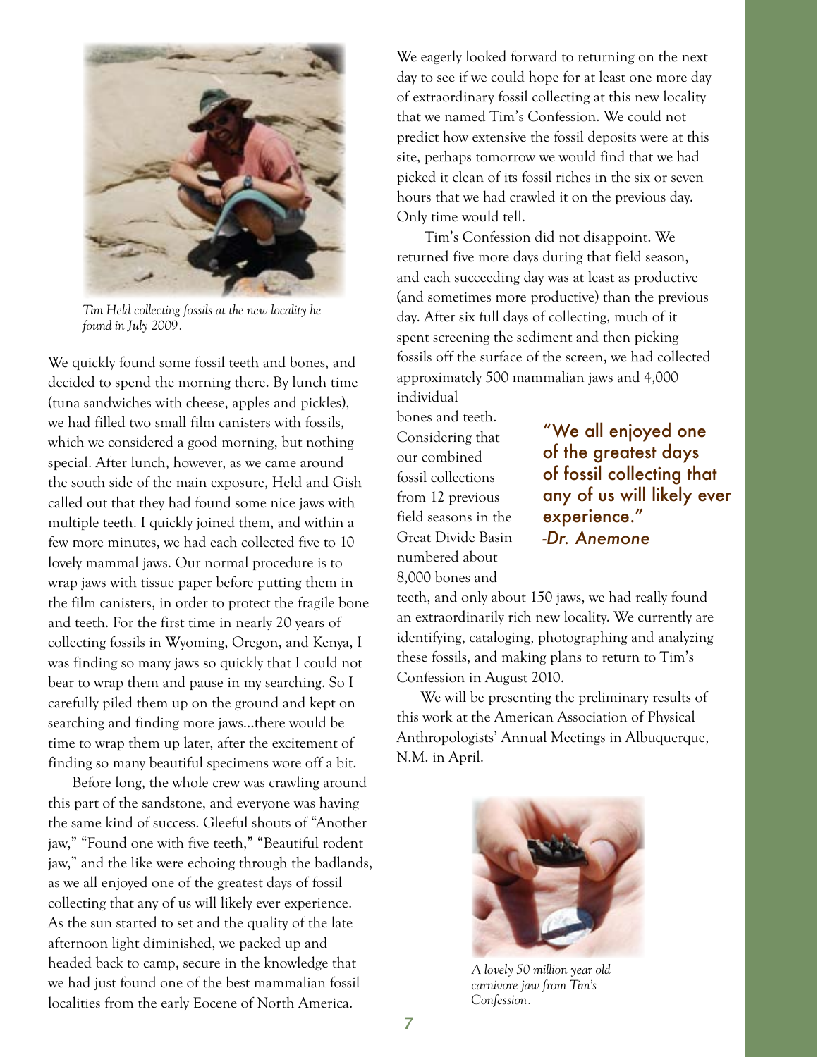*Tim Held collecting fossils at the new locality he found in July 2009.*

We quickly found some fossil teeth and bones, and decided to spend the morning there. By lunch time (tuna sandwiches with cheese, apples and pickles), we had filled two small film canisters with fossils, which we considered a good morning, but nothing special. After lunch, however, as we came around the south side of the main exposure, Held and Gish called out that they had found some nice jaws with multiple teeth. I quickly joined them, and within a few more minutes, we had each collected five to 10 lovely mammal jaws. Our normal procedure is to wrap jaws with tissue paper before putting them in the film canisters, in order to protect the fragile bone and teeth. For the first time in nearly 20 years of collecting fossils in Wyoming, Oregon, and Kenya, I was finding so many jaws so quickly that I could not bear to wrap them and pause in my searching. So I carefully piled them up on the ground and kept on searching and finding more jaws…there would be time to wrap them up later, after the excitement of finding so many beautiful specimens wore off a bit.

Before long, the whole crew was crawling around this part of the sandstone, and everyone was having the same kind of success. Gleeful shouts of "Another jaw," "Found one with five teeth," "Beautiful rodent jaw," and the like were echoing through the badlands, as we all enjoyed one of the greatest days of fossil collecting that any of us will likely ever experience. As the sun started to set and the quality of the late afternoon light diminished, we packed up and headed back to camp, secure in the knowledge that we had just found one of the best mammalian fossil localities from the early Eocene of North America.

We eagerly looked forward to returning on the next day to see if we could hope for at least one more day of extraordinary fossil collecting at this new locality that we named Tim's Confession. We could not predict how extensive the fossil deposits were at this site, perhaps tomorrow we would find that we had picked it clean of its fossil riches in the six or seven hours that we had crawled it on the previous day. Only time would tell.

Tim's Confession did not disappoint. We returned five more days during that field season, and each succeeding day was at least as productive (and sometimes more productive) than the previous day. After six full days of collecting, much of it spent screening the sediment and then picking fossils off the surface of the screen, we had collected approximately 500 mammalian jaws and 4,000 individual bones and teeth. Considering that our combined fossil collections from 12 previous field seasons in the Great Divide Basin numbered about 8,000 bones and teeth, and only about 150 jaws, we had really found an extraordinarily rich new locality. We currently are identifying, cataloging, photographing and analyzing these fossils, and making plans to return to Tim's Confession in August 2010.

> **"We all enjoyed one of the greatest days of fossil collecting that any of us will likely ever experience."**
> *-Dr. Anemone*

We will be presenting the preliminary results of this work at the American Association of Physical Anthropologists' Annual Meetings in Albuquerque, N.M. in April.

*A lovely 50 million year old carnivore jaw from Tim's Confession.*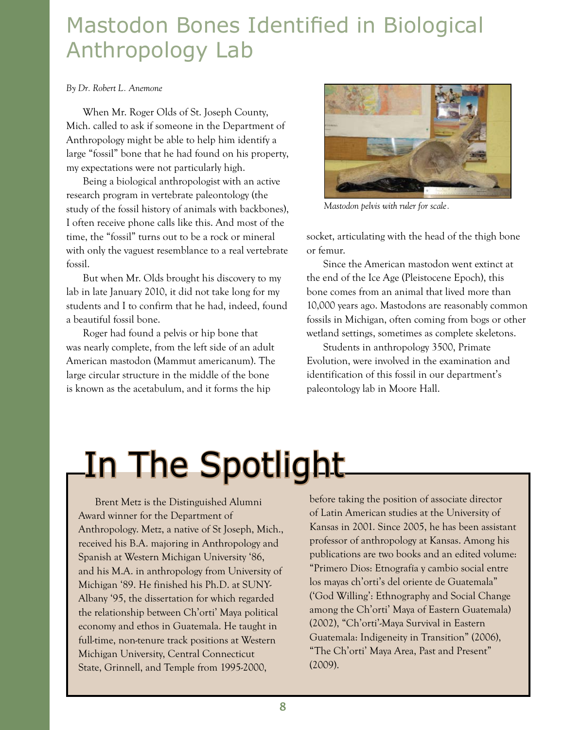# Mastodon Bones Identified in Biological Anthropology Lab

*By Dr. Robert L. Anemone*

When Mr. Roger Olds of St. Joseph County, Mich. called to ask if someone in the Department of Anthropology might be able to help him identify a large "fossil" bone that he had found on his property, my expectations were not particularly high.

Being a biological anthropologist with an active research program in vertebrate paleontology (the study of the fossil history of animals with backbones), I often receive phone calls like this. And most of the time, the "fossil" turns out to be a rock or mineral with only the vaguest resemblance to a real vertebrate fossil.

But when Mr. Olds brought his discovery to my lab in late January 2010, it did not take long for my students and I to confirm that he had, indeed, found a beautiful fossil bone.

Roger had found a pelvis or hip bone that was nearly complete, from the left side of an adult American mastodon (Mammut americanum). The large circular structure in the middle of the bone is known as the acetabulum, and it forms the hip socket, articulating with the head of the thigh bone or femur.

*Mastodon pelvis with ruler for scale.*

Since the American mastodon went extinct at the end of the Ice Age (Pleistocene Epoch), this bone comes from an animal that lived more than 10,000 years ago. Mastodons are reasonably common fossils in Michigan, often coming from bogs or other wetland settings, sometimes as complete skeletons.

Students in anthropology 3500, Primate Evolution, were involved in the examination and identification of this fossil in our department's paleontology lab in Moore Hall.

# In The Spotlight

Brent Metz is the Distinguished Alumni Award winner for the Department of Anthropology. Metz, a native of St Joseph, Mich., received his B.A. majoring in Anthropology and Spanish at Western Michigan University '86, and his M.A. in anthropology from University of Michigan '89. He finished his Ph.D. at SUNY-Albany '95, the dissertation for which regarded the relationship between Ch'orti' Maya political economy and ethos in Guatemala. He taught in full-time, non-tenure track positions at Western Michigan University, Central Connecticut State, Grinnell, and Temple from 1995-2000, before taking the position of associate director of Latin American studies at the University of Kansas in 2001. Since 2005, he has been assistant professor of anthropology at Kansas. Among his publications are two books and an edited volume: "Primero Dios: Etnografía y cambio social entre los mayas ch'orti's del oriente de Guatemala" ('God Willing': Ethnography and Social Change among the Ch'orti' Maya of Eastern Guatemala) (2002), "Ch'orti'-Maya Survival in Eastern Guatemala: Indigeneity in Transition" (2006), "The Ch'orti' Maya Area, Past and Present" (2009).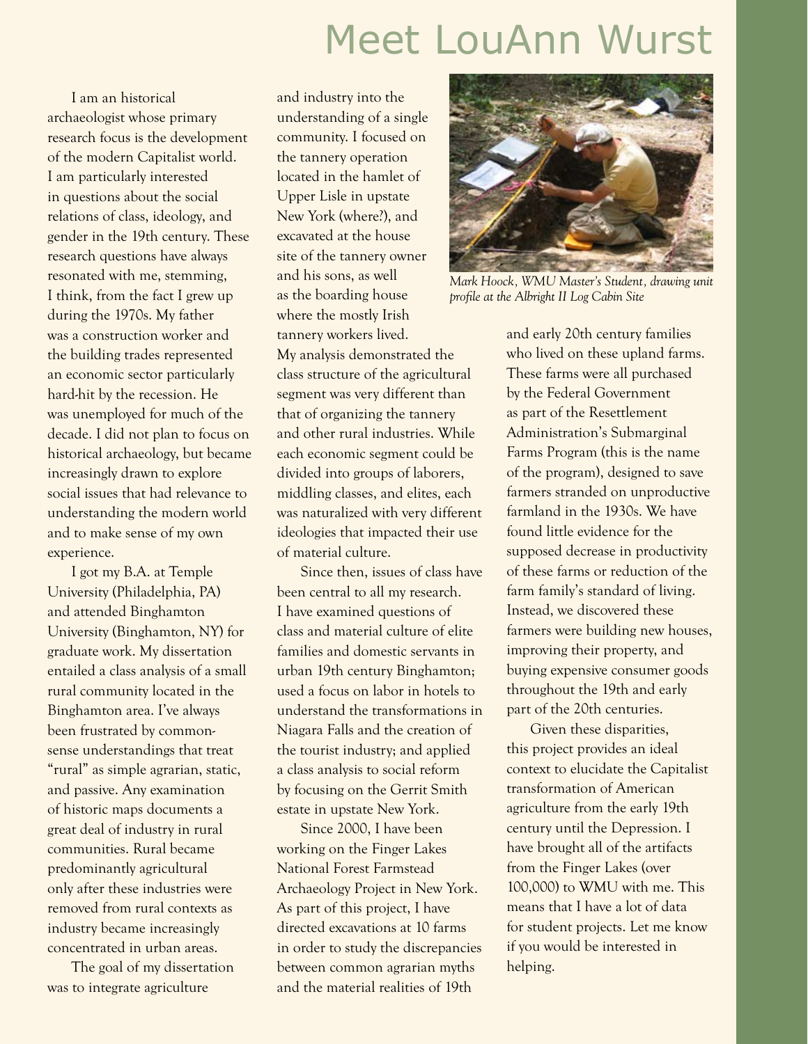# Meet LouAnn Wurst

I am an historical archaeologist whose primary research focus is the development of the modern Capitalist world. I am particularly interested in questions about the social relations of class, ideology, and gender in the 19th century. These research questions have always resonated with me, stemming, I think, from the fact I grew up during the 1970s. My father was a construction worker and the building trades represented an economic sector particularly hard-hit by the recession. He was unemployed for much of the decade. I did not plan to focus on historical archaeology, but became increasingly drawn to explore social issues that had relevance to understanding the modern world and to make sense of my own experience.

I got my B.A. at Temple University (Philadelphia, PA) and attended Binghamton University (Binghamton, NY) for graduate work. My dissertation entailed a class analysis of a small rural community located in the Binghamton area. I've always been frustrated by common-sense understandings that treat "rural" as simple agrarian, static, and passive. Any examination of historic maps documents a great deal of industry in rural communities. Rural became predominantly agricultural only after these industries were removed from rural contexts as industry became increasingly concentrated in urban areas.

The goal of my dissertation was to integrate agriculture and industry into the understanding of a single community. I focused on the tannery operation located in the hamlet of Upper Lisle in upstate New York (where?), and excavated at the house site of the tannery owner and his sons, as well as the boarding house where the mostly Irish tannery workers lived. My analysis demonstrated the class structure of the agricultural segment was very different than that of organizing the tannery and other rural industries. While each economic segment could be divided into groups of laborers, middling classes, and elites, each was naturalized with very different ideologies that impacted their use of material culture.

Since then, issues of class have been central to all my research. I have examined questions of class and material culture of elite families and domestic servants in urban 19th century Binghamton; used a focus on labor in hotels to understand the transformations in Niagara Falls and the creation of the tourist industry; and applied a class analysis to social reform by focusing on the Gerrit Smith estate in upstate New York.

Since 2000, I have been working on the Finger Lakes National Forest Farmstead Archaeology Project in New York. As part of this project, I have directed excavations at 10 farms in order to study the discrepancies between common agrarian myths and the material realities of 19th and early 20th century families who lived on these upland farms. These farms were all purchased by the Federal Government as part of the Resettlement Administration's Submarginal Farms Program (this is the name of the program), designed to save farmers stranded on unproductive farmland in the 1930s. We have found little evidence for the supposed decrease in productivity of these farms or reduction of the farm family's standard of living. Instead, we discovered these farmers were building new houses, improving their property, and buying expensive consumer goods throughout the 19th and early part of the 20th centuries.

*Mark Hoock, WMU Master's Student, drawing unit profile at the Albright II Log Cabin Site*

Given these disparities, this project provides an ideal context to elucidate the Capitalist transformation of American agriculture from the early 19th century until the Depression. I have brought all of the artifacts from the Finger Lakes (over 100,000) to WMU with me. This means that I have a lot of data for student projects. Let me know if you would be interested in helping.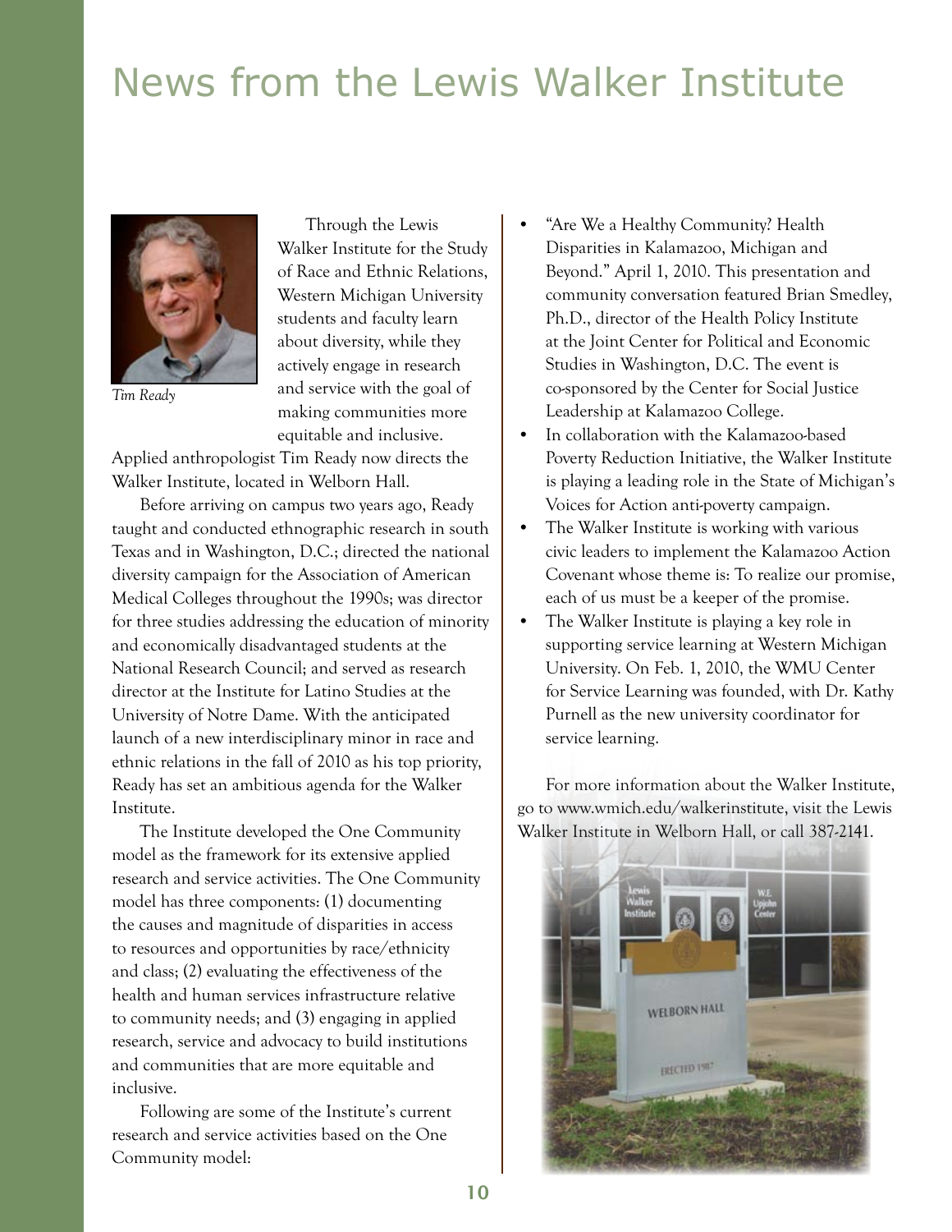# News from the Lewis Walker Institute

*Tim Ready*

Through the Lewis Walker Institute for the Study of Race and Ethnic Relations, Western Michigan University students and faculty learn about diversity, while they actively engage in research and service with the goal of making communities more equitable and inclusive. Applied anthropologist Tim Ready now directs the Walker Institute, located in Welborn Hall.

Before arriving on campus two years ago, Ready taught and conducted ethnographic research in south Texas and in Washington, D.C.; directed the national diversity campaign for the Association of American Medical Colleges throughout the 1990s; was director for three studies addressing the education of minority and economically disadvantaged students at the National Research Council; and served as research director at the Institute for Latino Studies at the University of Notre Dame. With the anticipated launch of a new interdisciplinary minor in race and ethnic relations in the fall of 2010 as his top priority, Ready has set an ambitious agenda for the Walker Institute.

The Institute developed the One Community model as the framework for its extensive applied research and service activities. The One Community model has three components: (1) documenting the causes and magnitude of disparities in access to resources and opportunities by race/ethnicity and class; (2) evaluating the effectiveness of the health and human services infrastructure relative to community needs; and (3) engaging in applied research, service and advocacy to build institutions and communities that are more equitable and inclusive.

Following are some of the Institute's current research and service activities based on the One Community model:

- "Are We a Healthy Community? Health Disparities in Kalamazoo, Michigan and Beyond." April 1, 2010. This presentation and community conversation featured Brian Smedley, Ph.D., director of the Health Policy Institute at the Joint Center for Political and Economic Studies in Washington, D.C. The event is co-sponsored by the Center for Social Justice Leadership at Kalamazoo College.
- In collaboration with the Kalamazoo-based Poverty Reduction Initiative, the Walker Institute is playing a leading role in the State of Michigan's Voices for Action anti-poverty campaign.
- The Walker Institute is working with various civic leaders to implement the Kalamazoo Action Covenant whose theme is: To realize our promise, each of us must be a keeper of the promise.
- The Walker Institute is playing a key role in supporting service learning at Western Michigan University. On Feb. 1, 2010, the WMU Center for Service Learning was founded, with Dr. Kathy Purnell as the new university coordinator for service learning.

For more information about the Walker Institute, go to www.wmich.edu/walkerinstitute, visit the Lewis Walker Institute in Welborn Hall, or call 387-2141.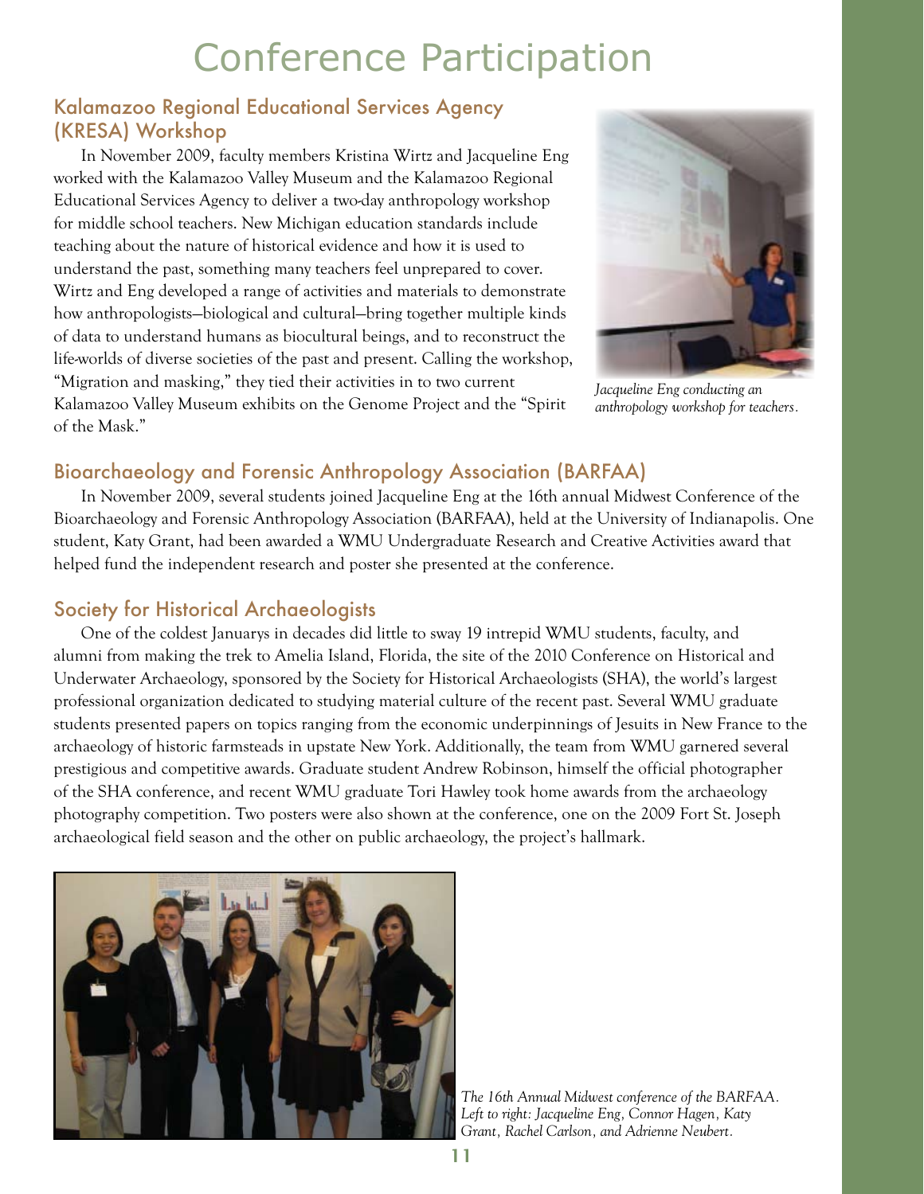# Conference Participation

## Kalamazoo Regional Educational Services Agency (KRESA) Workshop

In November 2009, faculty members Kristina Wirtz and Jacqueline Eng worked with the Kalamazoo Valley Museum and the Kalamazoo Regional Educational Services Agency to deliver a two-day anthropology workshop for middle school teachers. New Michigan education standards include teaching about the nature of historical evidence and how it is used to understand the past, something many teachers feel unprepared to cover. Wirtz and Eng developed a range of activities and materials to demonstrate how anthropologists—biological and cultural—bring together multiple kinds of data to understand humans as biocultural beings, and to reconstruct the life-worlds of diverse societies of the past and present. Calling the workshop, "Migration and masking," they tied their activities in to two current Kalamazoo Valley Museum exhibits on the Genome Project and the "Spirit of the Mask."

*Jacqueline Eng conducting an anthropology workshop for teachers.*

## Bioarchaeology and Forensic Anthropology Association (BARFAA)

In November 2009, several students joined Jacqueline Eng at the 16th annual Midwest Conference of the Bioarchaeology and Forensic Anthropology Association (BARFAA), held at the University of Indianapolis. One student, Katy Grant, had been awarded a WMU Undergraduate Research and Creative Activities award that helped fund the independent research and poster she presented at the conference.

## Society for Historical Archaeologists

One of the coldest Januarys in decades did little to sway 19 intrepid WMU students, faculty, and alumni from making the trek to Amelia Island, Florida, the site of the 2010 Conference on Historical and Underwater Archaeology, sponsored by the Society for Historical Archaeologists (SHA), the world's largest professional organization dedicated to studying material culture of the recent past. Several WMU graduate students presented papers on topics ranging from the economic underpinnings of Jesuits in New France to the archaeology of historic farmsteads in upstate New York. Additionally, the team from WMU garnered several prestigious and competitive awards. Graduate student Andrew Robinson, himself the official photographer of the SHA conference, and recent WMU graduate Tori Hawley took home awards from the archaeology photography competition. Two posters were also shown at the conference, one on the 2009 Fort St. Joseph archaeological field season and the other on public archaeology, the project's hallmark.

*The 16th Annual Midwest conference of the BARFAA. Left to right: Jacqueline Eng, Connor Hagen, Katy Grant, Rachel Carlson, and Adrienne Neubert.*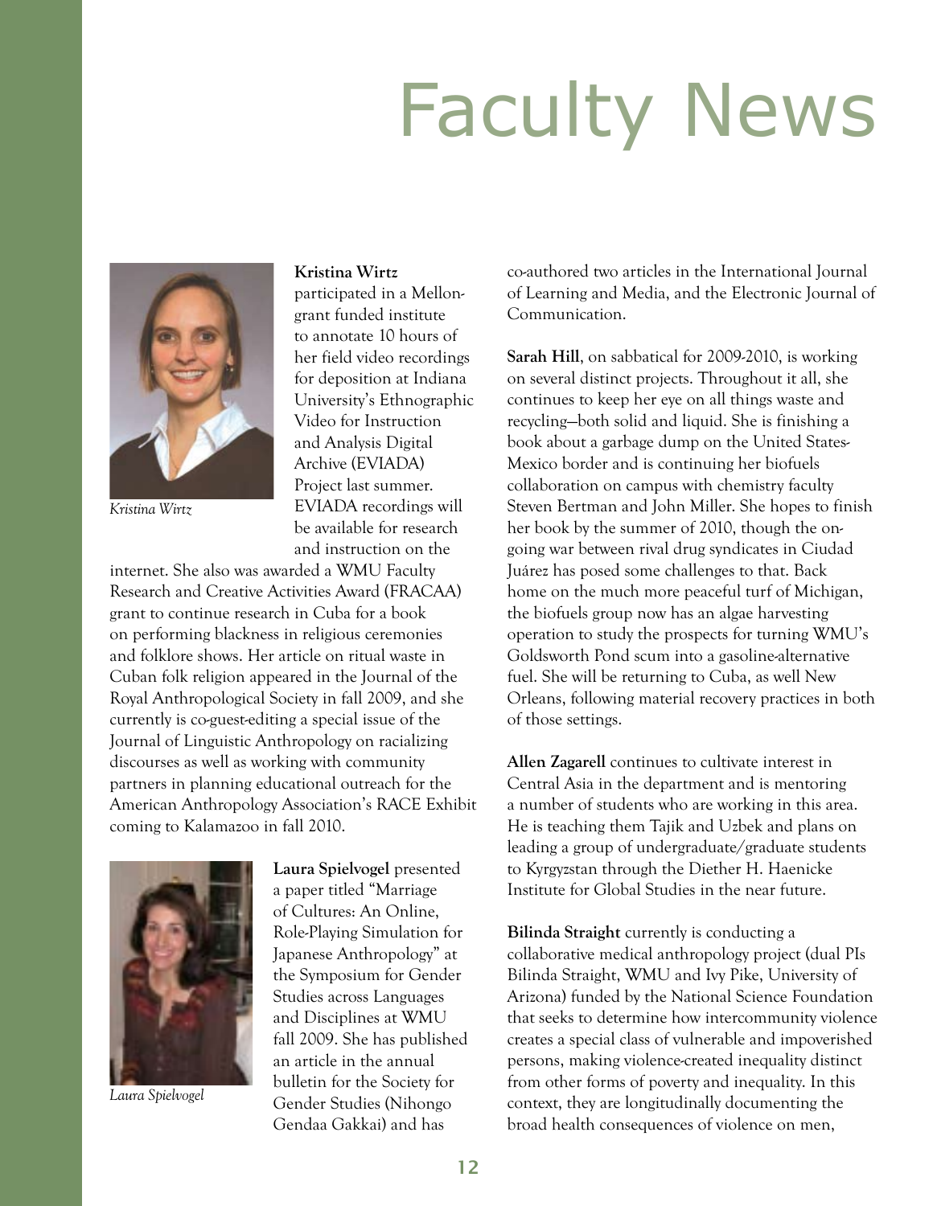# Faculty News

*Kristina Wirtz*

**Kristina Wirtz** participated in a Mellon-grant funded institute to annotate 10 hours of her field video recordings for deposition at Indiana University's Ethnographic Video for Instruction and Analysis Digital Archive (EVIADA) Project last summer. EVIADA recordings will be available for research and instruction on the internet. She also was awarded a WMU Faculty Research and Creative Activities Award (FRACAA) grant to continue research in Cuba for a book on performing blackness in religious ceremonies and folklore shows. Her article on ritual waste in Cuban folk religion appeared in the Journal of the Royal Anthropological Society in fall 2009, and she currently is co-guest-editing a special issue of the Journal of Linguistic Anthropology on racializing discourses as well as working with community partners in planning educational outreach for the American Anthropology Association's RACE Exhibit coming to Kalamazoo in fall 2010.

*Laura Spielvogel*

**Laura Spielvogel** presented a paper titled "Marriage of Cultures: An Online, Role-Playing Simulation for Japanese Anthropology" at the Symposium for Gender Studies across Languages and Disciplines at WMU fall 2009. She has published an article in the annual bulletin for the Society for Gender Studies (Nihongo Gendaa Gakkai) and has co-authored two articles in the International Journal of Learning and Media, and the Electronic Journal of Communication.

**Sarah Hill**, on sabbatical for 2009-2010, is working on several distinct projects. Throughout it all, she continues to keep her eye on all things waste and recycling—both solid and liquid. She is finishing a book about a garbage dump on the United States-Mexico border and is continuing her biofuels collaboration on campus with chemistry faculty Steven Bertman and John Miller. She hopes to finish her book by the summer of 2010, though the on-going war between rival drug syndicates in Ciudad Juárez has posed some challenges to that. Back home on the much more peaceful turf of Michigan, the biofuels group now has an algae harvesting operation to study the prospects for turning WMU's Goldsworth Pond scum into a gasoline-alternative fuel. She will be returning to Cuba, as well New Orleans, following material recovery practices in both of those settings.

**Allen Zagarell** continues to cultivate interest in Central Asia in the department and is mentoring a number of students who are working in this area. He is teaching them Tajik and Uzbek and plans on leading a group of undergraduate/graduate students to Kyrgyzstan through the Diether H. Haenicke Institute for Global Studies in the near future.

**Bilinda Straight** currently is conducting a collaborative medical anthropology project (dual PIs Bilinda Straight, WMU and Ivy Pike, University of Arizona) funded by the National Science Foundation that seeks to determine how intercommunity violence creates a special class of vulnerable and impoverished persons, making violence-created inequality distinct from other forms of poverty and inequality. In this context, they are longitudinally documenting the broad health consequences of violence on men,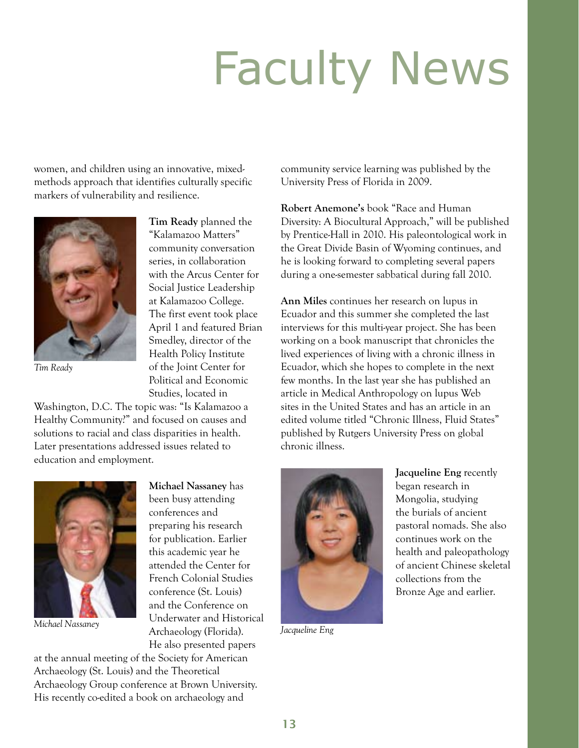# Faculty News

women, and children using an innovative, mixed-methods approach that identifies culturally specific markers of vulnerability and resilience.

*Tim Ready*

**Tim Ready** planned the "Kalamazoo Matters" community conversation series, in collaboration with the Arcus Center for Social Justice Leadership at Kalamazoo College. The first event took place April 1 and featured Brian Smedley, director of the Health Policy Institute of the Joint Center for Political and Economic Studies, located in Washington, D.C. The topic was: "Is Kalamazoo a Healthy Community?" and focused on causes and solutions to racial and class disparities in health. Later presentations addressed issues related to education and employment.

*Michael Nassaney*

**Michael Nassaney** has been busy attending conferences and preparing his research for publication. Earlier this academic year he attended the Center for French Colonial Studies conference (St. Louis) and the Conference on Underwater and Historical Archaeology (Florida). He also presented papers at the annual meeting of the Society for American Archaeology (St. Louis) and the Theoretical Archaeology Group conference at Brown University. His recently co-edited a book on archaeology and community service learning was published by the University Press of Florida in 2009.

**Robert Anemone's** book "Race and Human Diversity: A Biocultural Approach," will be published by Prentice-Hall in 2010. His paleontological work in the Great Divide Basin of Wyoming continues, and he is looking forward to completing several papers during a one-semester sabbatical during fall 2010.

**Ann Miles** continues her research on lupus in Ecuador and this summer she completed the last interviews for this multi-year project. She has been working on a book manuscript that chronicles the lived experiences of living with a chronic illness in Ecuador, which she hopes to complete in the next few months. In the last year she has published an article in Medical Anthropology on lupus Web sites in the United States and has an article in an edited volume titled "Chronic Illness, Fluid States" published by Rutgers University Press on global chronic illness.

*Jacqueline Eng*

**Jacqueline Eng** recently began research in Mongolia, studying the burials of ancient pastoral nomads. She also continues work on the health and paleopathology of ancient Chinese skeletal collections from the Bronze Age and earlier.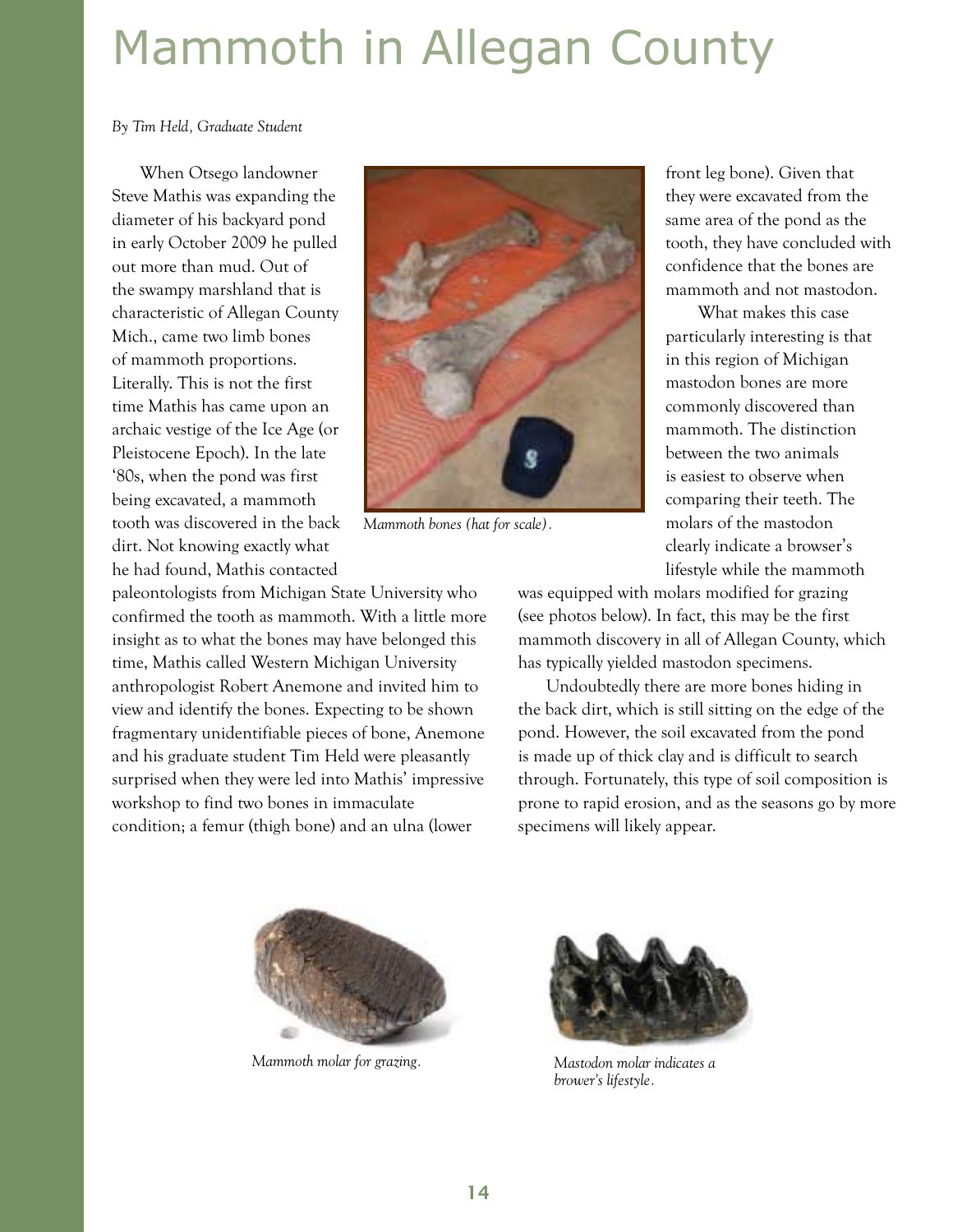# Mammoth in Allegan County

*By Tim Held, Graduate Student*

When Otsego landowner Steve Mathis was expanding the diameter of his backyard pond in early October 2009 he pulled out more than mud. Out of the swampy marshland that is characteristic of Allegan County Mich., came two limb bones of mammoth proportions. Literally. This is not the first time Mathis has came upon an archaic vestige of the Ice Age (or Pleistocene Epoch). In the late '80s, when the pond was first being excavated, a mammoth tooth was discovered in the back dirt. Not knowing exactly what he had found, Mathis contacted paleontologists from Michigan State University who confirmed the tooth as mammoth. With a little more insight as to what the bones may have belonged this time, Mathis called Western Michigan University anthropologist Robert Anemone and invited him to view and identify the bones. Expecting to be shown fragmentary unidentifiable pieces of bone, Anemone and his graduate student Tim Held were pleasantly surprised when they were led into Mathis' impressive workshop to find two bones in immaculate condition; a femur (thigh bone) and an ulna (lower front leg bone). Given that they were excavated from the same area of the pond as the tooth, they have concluded with confidence that the bones are mammoth and not mastodon.

*Mammoth bones (hat for scale).*

What makes this case particularly interesting is that in this region of Michigan mastodon bones are more commonly discovered than mammoth. The distinction between the two animals is easiest to observe when comparing their teeth. The molars of the mastodon clearly indicate a browser's lifestyle while the mammoth was equipped with molars modified for grazing (see photos below). In fact, this may be the first mammoth discovery in all of Allegan County, which has typically yielded mastodon specimens.

Undoubtedly there are more bones hiding in the back dirt, which is still sitting on the edge of the pond. However, the soil excavated from the pond is made up of thick clay and is difficult to search through. Fortunately, this type of soil composition is prone to rapid erosion, and as the seasons go by more specimens will likely appear.

*Mammoth molar for grazing.*

*Mastodon molar indicates a brower's lifestyle.*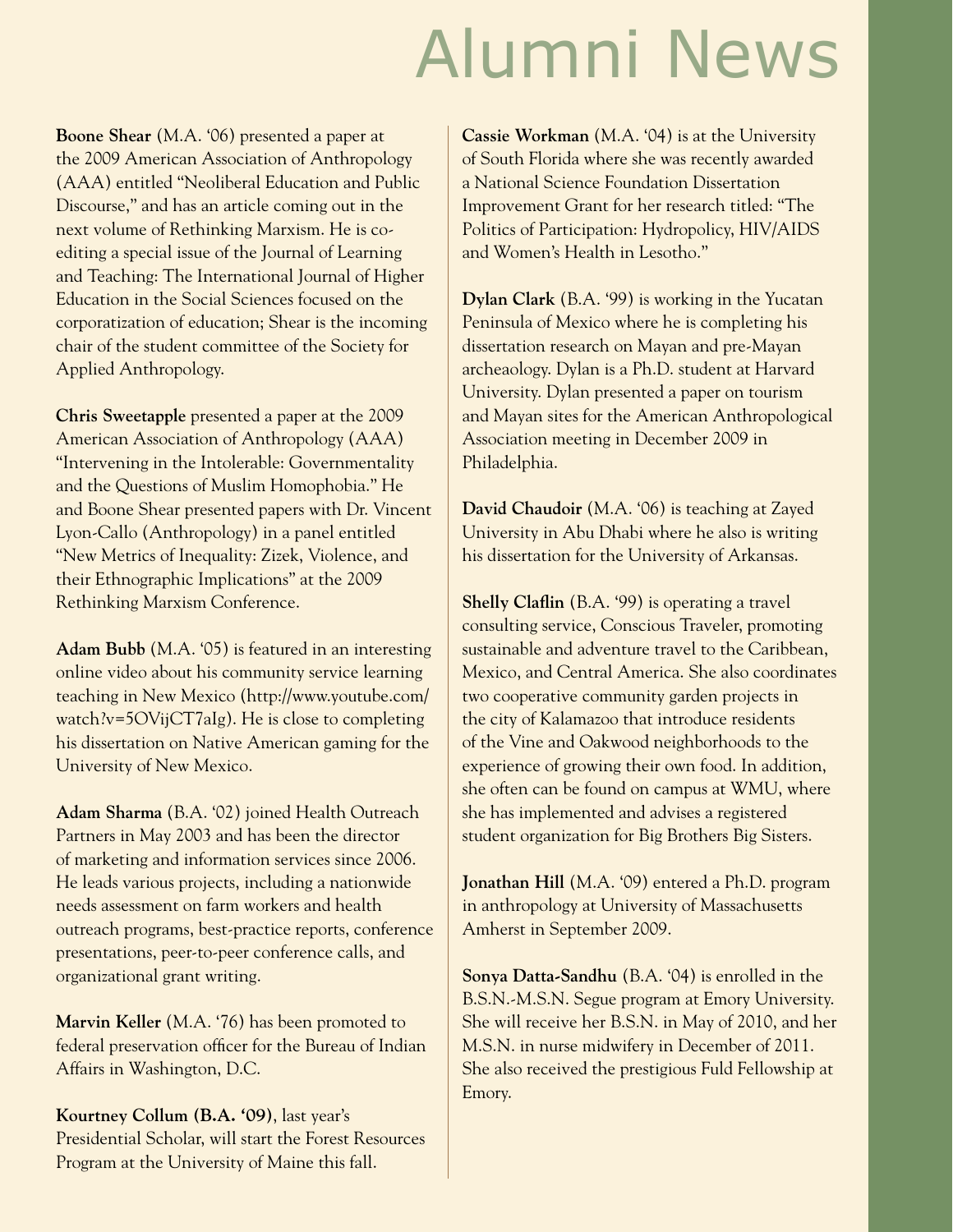# Alumni News

**Boone Shear** (M.A. '06) presented a paper at the 2009 American Association of Anthropology (AAA) entitled "Neoliberal Education and Public Discourse," and has an article coming out in the next volume of Rethinking Marxism. He is co-editing a special issue of the Journal of Learning and Teaching: The International Journal of Higher Education in the Social Sciences focused on the corporatization of education; Shear is the incoming chair of the student committee of the Society for Applied Anthropology.

**Chris Sweetapple** presented a paper at the 2009 American Association of Anthropology (AAA) "Intervening in the Intolerable: Governmentality and the Questions of Muslim Homophobia." He and Boone Shear presented papers with Dr. Vincent Lyon-Callo (Anthropology) in a panel entitled "New Metrics of Inequality: Zizek, Violence, and their Ethnographic Implications" at the 2009 Rethinking Marxism Conference.

**Adam Bubb** (M.A. '05) is featured in an interesting online video about his community service learning teaching in New Mexico (http://www.youtube.com/watch?v=5OVijCT7aIg). He is close to completing his dissertation on Native American gaming for the University of New Mexico.

**Adam Sharma** (B.A. '02) joined Health Outreach Partners in May 2003 and has been the director of marketing and information services since 2006. He leads various projects, including a nationwide needs assessment on farm workers and health outreach programs, best-practice reports, conference presentations, peer-to-peer conference calls, and organizational grant writing.

**Marvin Keller** (M.A. '76) has been promoted to federal preservation officer for the Bureau of Indian Affairs in Washington, D.C.

**Kourtney Collum (B.A. '09)**, last year's Presidential Scholar, will start the Forest Resources Program at the University of Maine this fall.

**Cassie Workman** (M.A. '04) is at the University of South Florida where she was recently awarded a National Science Foundation Dissertation Improvement Grant for her research titled: "The Politics of Participation: Hydropolicy, HIV/AIDS and Women's Health in Lesotho."

**Dylan Clark** (B.A. '99) is working in the Yucatan Peninsula of Mexico where he is completing his dissertation research on Mayan and pre-Mayan archeaology. Dylan is a Ph.D. student at Harvard University. Dylan presented a paper on tourism and Mayan sites for the American Anthropological Association meeting in December 2009 in Philadelphia.

**David Chaudoir** (M.A. '06) is teaching at Zayed University in Abu Dhabi where he also is writing his dissertation for the University of Arkansas.

**Shelly Claflin** (B.A. '99) is operating a travel consulting service, Conscious Traveler, promoting sustainable and adventure travel to the Caribbean, Mexico, and Central America. She also coordinates two cooperative community garden projects in the city of Kalamazoo that introduce residents of the Vine and Oakwood neighborhoods to the experience of growing their own food. In addition, she often can be found on campus at WMU, where she has implemented and advises a registered student organization for Big Brothers Big Sisters.

**Jonathan Hill** (M.A. '09) entered a Ph.D. program in anthropology at University of Massachusetts Amherst in September 2009.

**Sonya Datta-Sandhu** (B.A. '04) is enrolled in the B.S.N.-M.S.N. Segue program at Emory University. She will receive her B.S.N. in May of 2010, and her M.S.N. in nurse midwifery in December of 2011. She also received the prestigious Fuld Fellowship at Emory.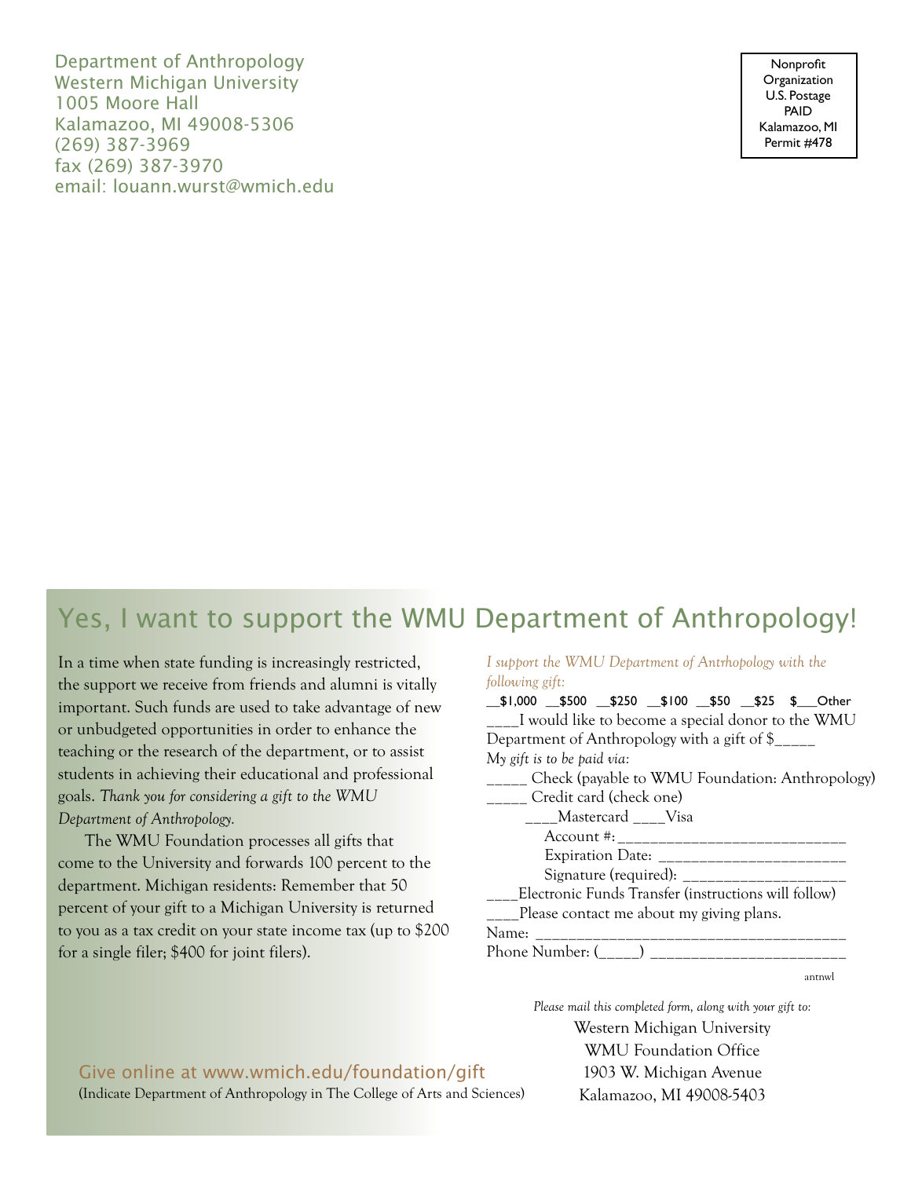Department of Anthropology
Western Michigan University
1005 Moore Hall
Kalamazoo, MI 49008-5306
(269) 387-3969
fax (269) 387-3970
email: louann.wurst@wmich.edu

Nonprofit
Organization
U.S. Postage
PAID
Kalamazoo, MI
Permit #478

# Yes, I want to support the WMU Department of Anthropology!

In a time when state funding is increasingly restricted, the support we receive from friends and alumni is vitally important. Such funds are used to take advantage of new or unbudgeted opportunities in order to enhance the teaching or the research of the department, or to assist students in achieving their educational and professional goals. *Thank you for considering a gift to the WMU Department of Anthropology.*

The WMU Foundation processes all gifts that come to the University and forwards 100 percent to the department. Michigan residents: Remember that 50 percent of your gift to a Michigan University is returned to you as a tax credit on your state income tax (up to $200 for a single filer; $400 for joint filers).

*I support the WMU Department of Antrhopology with the following gift:*

__$1,000 __$500 __$250 __$100 __$50 __$25 $___Other

____I would like to become a special donor to the WMU Department of Anthropology with a gift of $_____

*My gift is to be paid via:*

_____ Check (payable to WMU Foundation: Anthropology)

_____ Credit card (check one)

____Mastercard ____Visa

Account #:___________________________

Expiration Date: ______________________

Signature (required): ___________________

____Electronic Funds Transfer (instructions will follow)

____Please contact me about my giving plans.

Name: _____________________________________

Phone Number: (_____) _______________________

antnwl

*Please mail this completed form, along with your gift to:*

Western Michigan University
WMU Foundation Office
1903 W. Michigan Avenue
Kalamazoo, MI 49008-5403

Give online at www.wmich.edu/foundation/gift
(Indicate Department of Anthropology in The College of Arts and Sciences)